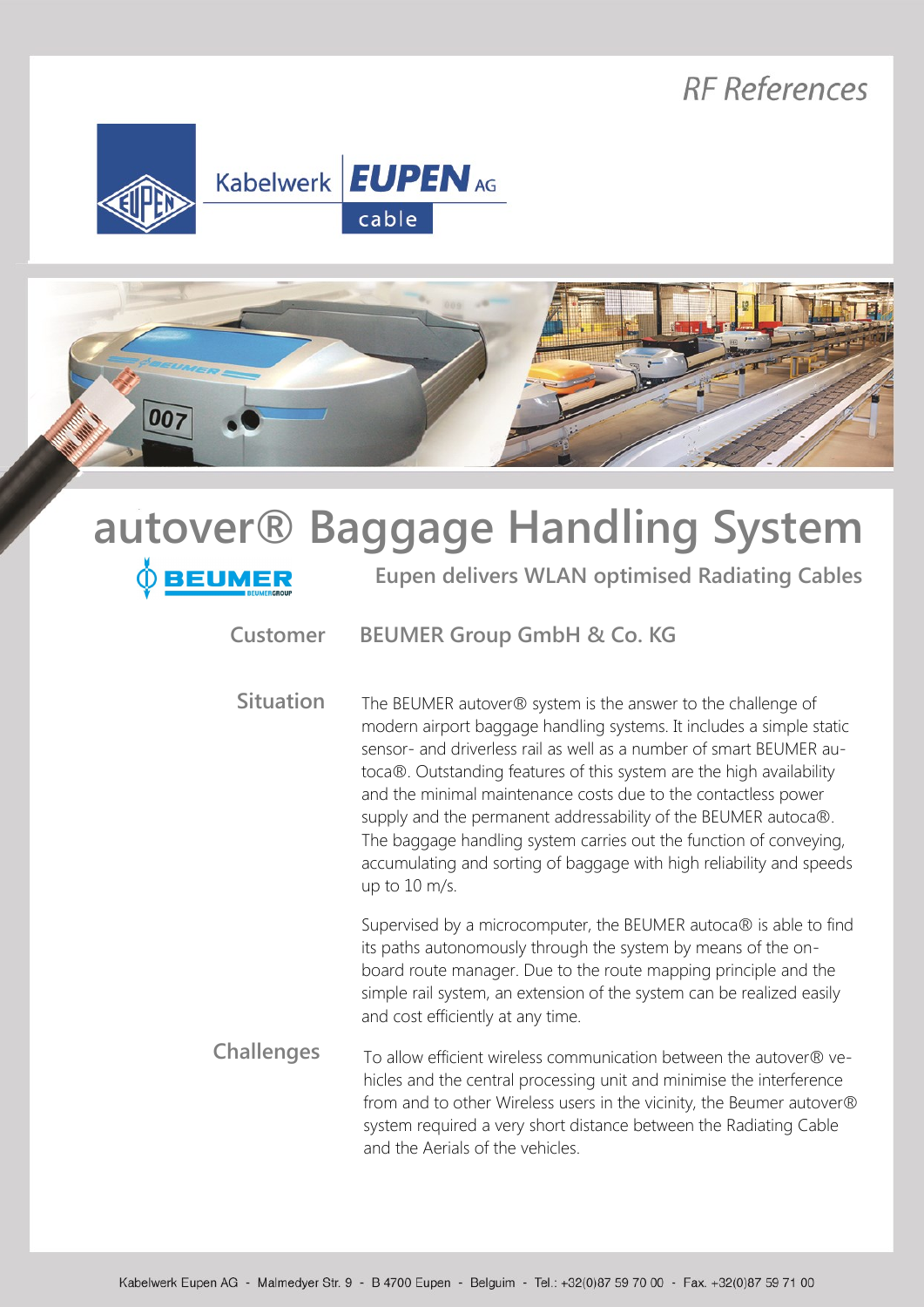RF References

Kabelwerk **EUPEN** AG

cable

# autover® Baggage Handling System

BEUMER

## Eupen delivers WLAN optimised Radiating Cables

**Customer** BEUMER Group GmbH & Co. KG

**Situation**

The BEUMER autover® system is the answer to the challenge of modern airport baggage handling systems. It includes a simple static sensor- and driverless rail as well as a number of smart BEUMER autoca®. Outstanding features of this system are the high availability and the minimal maintenance costs due to the contactless power supply and the permanent addressability of the BEUMER autoca®. The baggage handling system carries out the function of conveying, accumulating and sorting of baggage with high reliability and speeds up to 10 m/s.

Supervised by a microcomputer, the BEUMER autoca® is able to find its paths autonomously through the system by means of the on-board route manager. Due to the route mapping principle and the simple rail system, an extension of the system can be realized easily and cost efficiently at any time.

**Challenges**

To allow efficient wireless communication between the autover® vehicles and the central processing unit and minimise the interference from and to other Wireless users in the vicinity, the Beumer autover® system required a very short distance between the Radiating Cable and the Aerials of the vehicles.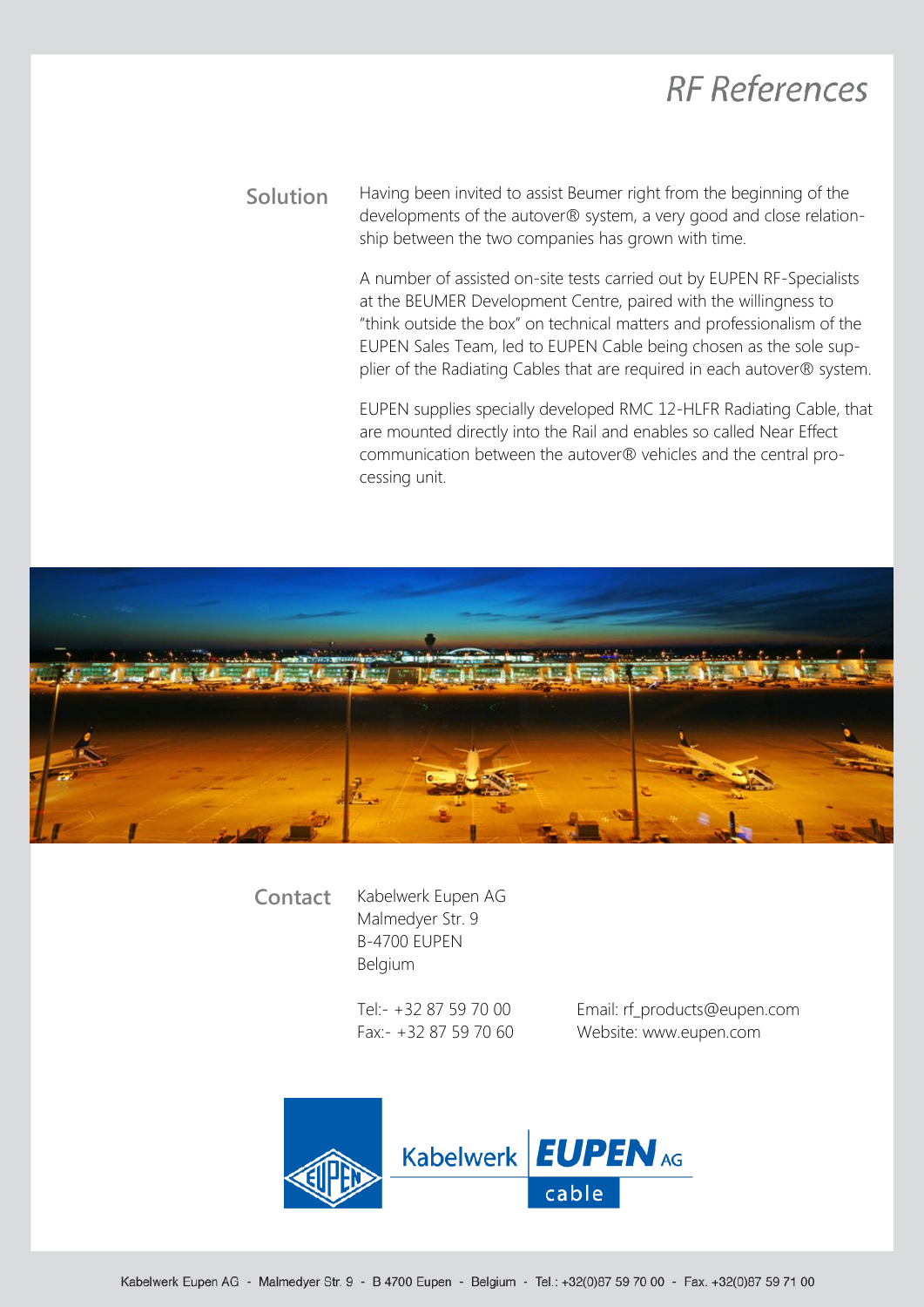# RF References

## Solution

Having been invited to assist Beumer right from the beginning of the developments of the autover® system, a very good and close relationship between the two companies has grown with time.

A number of assisted on-site tests carried out by EUPEN RF-Specialists at the BEUMER Development Centre, paired with the willingness to "think outside the box" on technical matters and professionalism of the EUPEN Sales Team, led to EUPEN Cable being chosen as the sole supplier of the Radiating Cables that are required in each autover® system.

EUPEN supplies specially developed RMC 12-HLFR Radiating Cable, that are mounted directly into the Rail and enables so called Near Effect communication between the autover® vehicles and the central processing unit.

## Contact

Kabelwerk Eupen AG
Malmedyer Str. 9
B-4700 EUPEN
Belgium

Tel:- +32 87 59 70 00
Fax:- +32 87 59 70 60

Email: rf_products@eupen.com
Website: www.eupen.com

Kabelwerk EUPEN AG cable

Kabelwerk Eupen AG - Malmedyer Str. 9 - B 4700 Eupen - Belgium - Tel.: +32(0)87 59 70 00 - Fax. +32(0)87 59 71 00